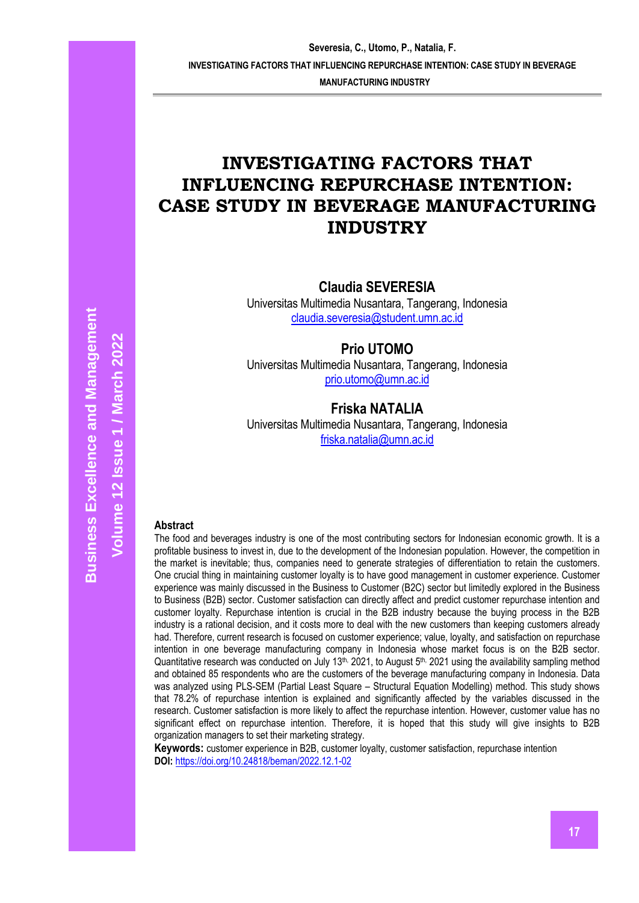# INVESTIGATING FACTORS THAT INFLUENCING REPURCHASE INTENTION: CASE STUDY IN BEVERAGE MANUFACTURING INDUSTRY

**Claudia SEVERESIA**
Universitas Multimedia Nusantara, Tangerang, Indonesia
claudia.severesia@student.umn.ac.id

**Prio UTOMO**
Universitas Multimedia Nusantara, Tangerang, Indonesia
prio.utomo@umn.ac.id

**Friska NATALIA**
Universitas Multimedia Nusantara, Tangerang, Indonesia
friska.natalia@umn.ac.id

### Abstract

The food and beverages industry is one of the most contributing sectors for Indonesian economic growth. It is a profitable business to invest in, due to the development of the Indonesian population. However, the competition in the market is inevitable; thus, companies need to generate strategies of differentiation to retain the customers. One crucial thing in maintaining customer loyalty is to have good management in customer experience. Customer experience was mainly discussed in the Business to Customer (B2C) sector but limitedly explored in the Business to Business (B2B) sector. Customer satisfaction can directly affect and predict customer repurchase intention and customer loyalty. Repurchase intention is crucial in the B2B industry because the buying process in the B2B industry is a rational decision, and it costs more to deal with the new customers than keeping customers already had. Therefore, current research is focused on customer experience; value, loyalty, and satisfaction on repurchase intention in one beverage manufacturing company in Indonesia whose market focus is on the B2B sector. Quantitative research was conducted on July 13th, 2021, to August 5th, 2021 using the availability sampling method and obtained 85 respondents who are the customers of the beverage manufacturing company in Indonesia. Data was analyzed using PLS-SEM (Partial Least Square – Structural Equation Modelling) method. This study shows that 78.2% of repurchase intention is explained and significantly affected by the variables discussed in the research. Customer satisfaction is more likely to affect the repurchase intention. However, customer value has no significant effect on repurchase intention. Therefore, it is hoped that this study will give insights to B2B organization managers to set their marketing strategy.

**Keywords:** customer experience in B2B, customer loyalty, customer satisfaction, repurchase intention

**DOI:** https://doi.org/10.24818/beman/2022.12.1-02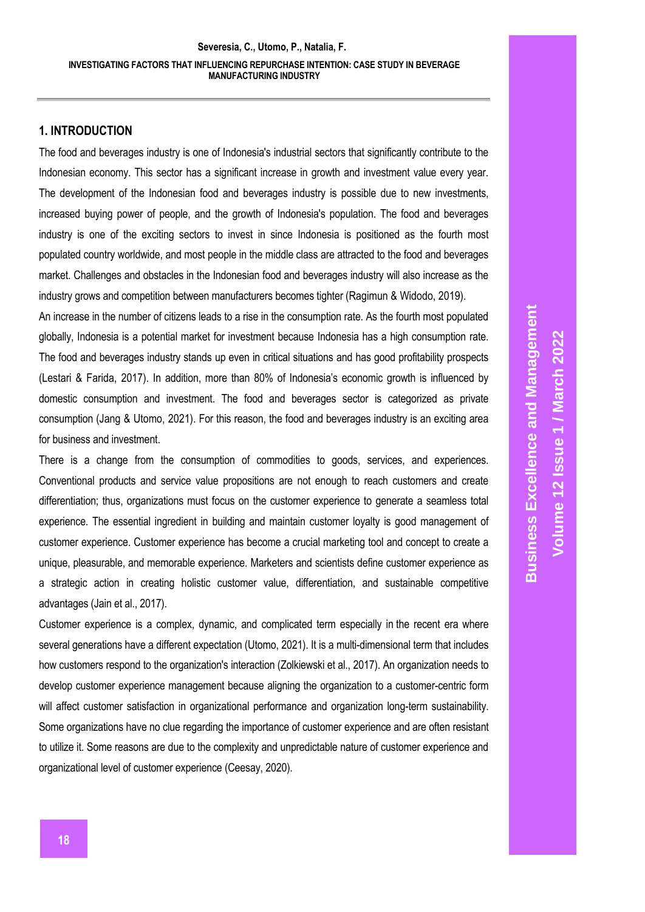## 1. INTRODUCTION

The food and beverages industry is one of Indonesia's industrial sectors that significantly contribute to the Indonesian economy. This sector has a significant increase in growth and investment value every year. The development of the Indonesian food and beverages industry is possible due to new investments, increased buying power of people, and the growth of Indonesia's population. The food and beverages industry is one of the exciting sectors to invest in since Indonesia is positioned as the fourth most populated country worldwide, and most people in the middle class are attracted to the food and beverages market. Challenges and obstacles in the Indonesian food and beverages industry will also increase as the industry grows and competition between manufacturers becomes tighter (Ragimun & Widodo, 2019).

An increase in the number of citizens leads to a rise in the consumption rate. As the fourth most populated globally, Indonesia is a potential market for investment because Indonesia has a high consumption rate. The food and beverages industry stands up even in critical situations and has good profitability prospects (Lestari & Farida, 2017). In addition, more than 80% of Indonesia's economic growth is influenced by domestic consumption and investment. The food and beverages sector is categorized as private consumption (Jang & Utomo, 2021). For this reason, the food and beverages industry is an exciting area for business and investment.

There is a change from the consumption of commodities to goods, services, and experiences. Conventional products and service value propositions are not enough to reach customers and create differentiation; thus, organizations must focus on the customer experience to generate a seamless total experience. The essential ingredient in building and maintain customer loyalty is good management of customer experience. Customer experience has become a crucial marketing tool and concept to create a unique, pleasurable, and memorable experience. Marketers and scientists define customer experience as a strategic action in creating holistic customer value, differentiation, and sustainable competitive advantages (Jain et al., 2017).

Customer experience is a complex, dynamic, and complicated term especially in the recent era where several generations have a different expectation (Utomo, 2021). It is a multi-dimensional term that includes how customers respond to the organization's interaction (Zolkiewski et al., 2017). An organization needs to develop customer experience management because aligning the organization to a customer-centric form will affect customer satisfaction in organizational performance and organization long-term sustainability. Some organizations have no clue regarding the importance of customer experience and are often resistant to utilize it. Some reasons are due to the complexity and unpredictable nature of customer experience and organizational level of customer experience (Ceesay, 2020).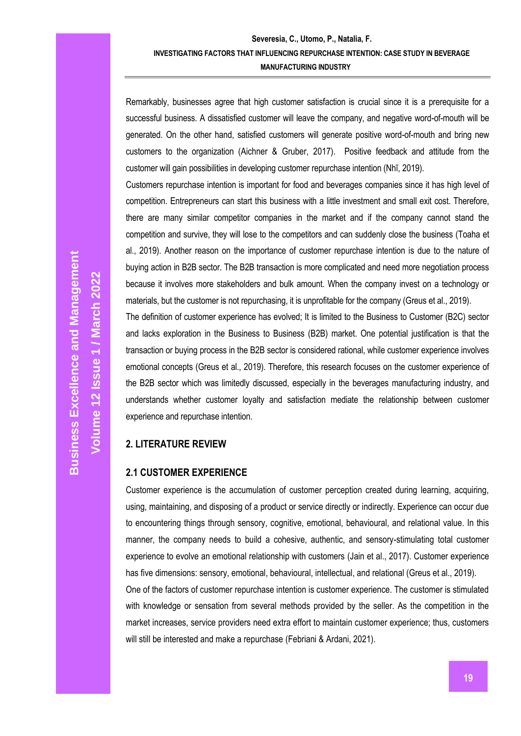Remarkably, businesses agree that high customer satisfaction is crucial since it is a prerequisite for a successful business. A dissatisfied customer will leave the company, and negative word-of-mouth will be generated. On the other hand, satisfied customers will generate positive word-of-mouth and bring new customers to the organization (Aichner & Gruber, 2017). Positive feedback and attitude from the customer will gain possibilities in developing customer repurchase intention (Nhĩ, 2019).

Customers repurchase intention is important for food and beverages companies since it has high level of competition. Entrepreneurs can start this business with a little investment and small exit cost. Therefore, there are many similar competitor companies in the market and if the company cannot stand the competition and survive, they will lose to the competitors and can suddenly close the business (Toaha et al., 2019). Another reason on the importance of customer repurchase intention is due to the nature of buying action in B2B sector. The B2B transaction is more complicated and need more negotiation process because it involves more stakeholders and bulk amount. When the company invest on a technology or materials, but the customer is not repurchasing, it is unprofitable for the company (Greus et al., 2019).

The definition of customer experience has evolved; It is limited to the Business to Customer (B2C) sector and lacks exploration in the Business to Business (B2B) market. One potential justification is that the transaction or buying process in the B2B sector is considered rational, while customer experience involves emotional concepts (Greus et al., 2019). Therefore, this research focuses on the customer experience of the B2B sector which was limitedly discussed, especially in the beverages manufacturing industry, and understands whether customer loyalty and satisfaction mediate the relationship between customer experience and repurchase intention.

## 2. LITERATURE REVIEW

### 2.1 CUSTOMER EXPERIENCE

Customer experience is the accumulation of customer perception created during learning, acquiring, using, maintaining, and disposing of a product or service directly or indirectly. Experience can occur due to encountering things through sensory, cognitive, emotional, behavioural, and relational value. In this manner, the company needs to build a cohesive, authentic, and sensory-stimulating total customer experience to evolve an emotional relationship with customers (Jain et al., 2017). Customer experience has five dimensions: sensory, emotional, behavioural, intellectual, and relational (Greus et al., 2019).

One of the factors of customer repurchase intention is customer experience. The customer is stimulated with knowledge or sensation from several methods provided by the seller. As the competition in the market increases, service providers need extra effort to maintain customer experience; thus, customers will still be interested and make a repurchase (Febriani & Ardani, 2021).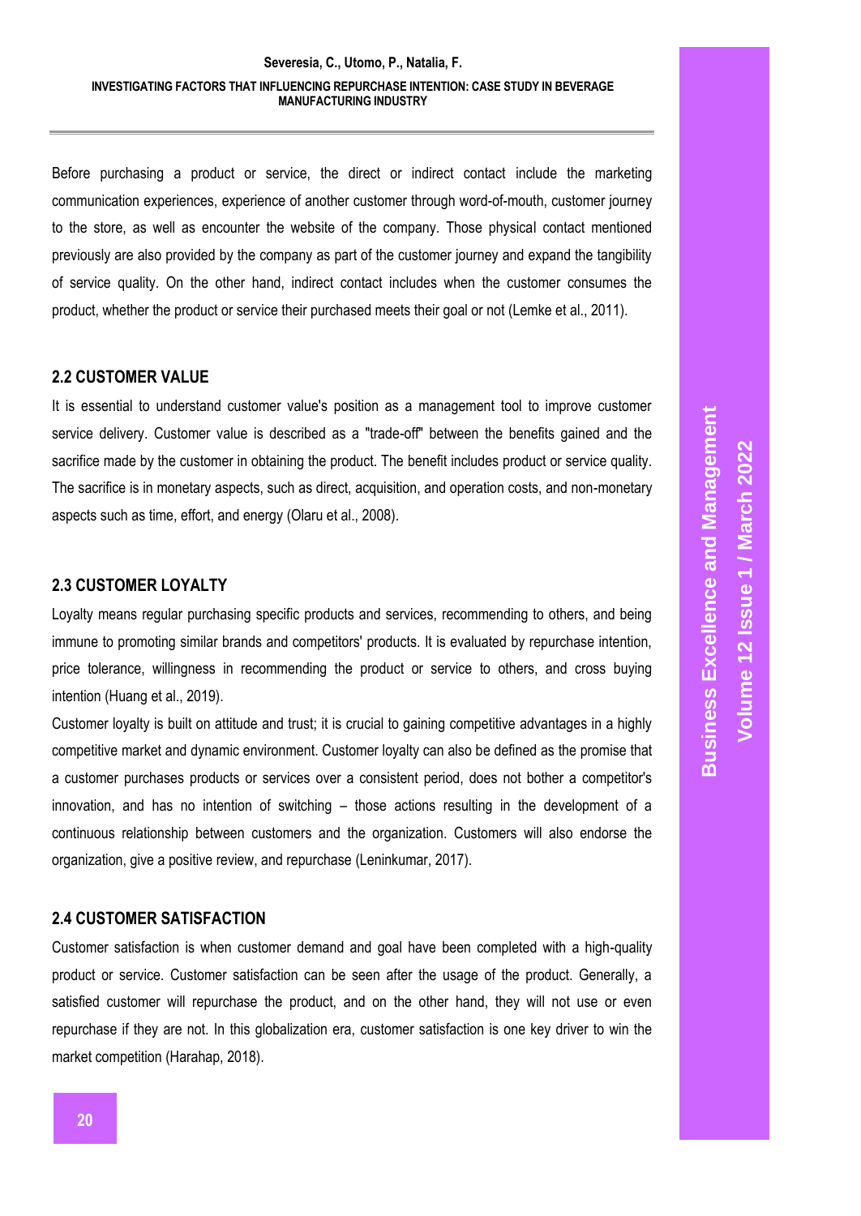Before purchasing a product or service, the direct or indirect contact include the marketing communication experiences, experience of another customer through word-of-mouth, customer journey to the store, as well as encounter the website of the company. Those physical contact mentioned previously are also provided by the company as part of the customer journey and expand the tangibility of service quality. On the other hand, indirect contact includes when the customer consumes the product, whether the product or service their purchased meets their goal or not (Lemke et al., 2011).

## 2.2 CUSTOMER VALUE

It is essential to understand customer value's position as a management tool to improve customer service delivery. Customer value is described as a "trade-off" between the benefits gained and the sacrifice made by the customer in obtaining the product. The benefit includes product or service quality. The sacrifice is in monetary aspects, such as direct, acquisition, and operation costs, and non-monetary aspects such as time, effort, and energy (Olaru et al., 2008).

## 2.3 CUSTOMER LOYALTY

Loyalty means regular purchasing specific products and services, recommending to others, and being immune to promoting similar brands and competitors' products. It is evaluated by repurchase intention, price tolerance, willingness in recommending the product or service to others, and cross buying intention (Huang et al., 2019).

Customer loyalty is built on attitude and trust; it is crucial to gaining competitive advantages in a highly competitive market and dynamic environment. Customer loyalty can also be defined as the promise that a customer purchases products or services over a consistent period, does not bother a competitor's innovation, and has no intention of switching – those actions resulting in the development of a continuous relationship between customers and the organization. Customers will also endorse the organization, give a positive review, and repurchase (Leninkumar, 2017).

## 2.4 CUSTOMER SATISFACTION

Customer satisfaction is when customer demand and goal have been completed with a high-quality product or service. Customer satisfaction can be seen after the usage of the product. Generally, a satisfied customer will repurchase the product, and on the other hand, they will not use or even repurchase if they are not. In this globalization era, customer satisfaction is one key driver to win the market competition (Harahap, 2018).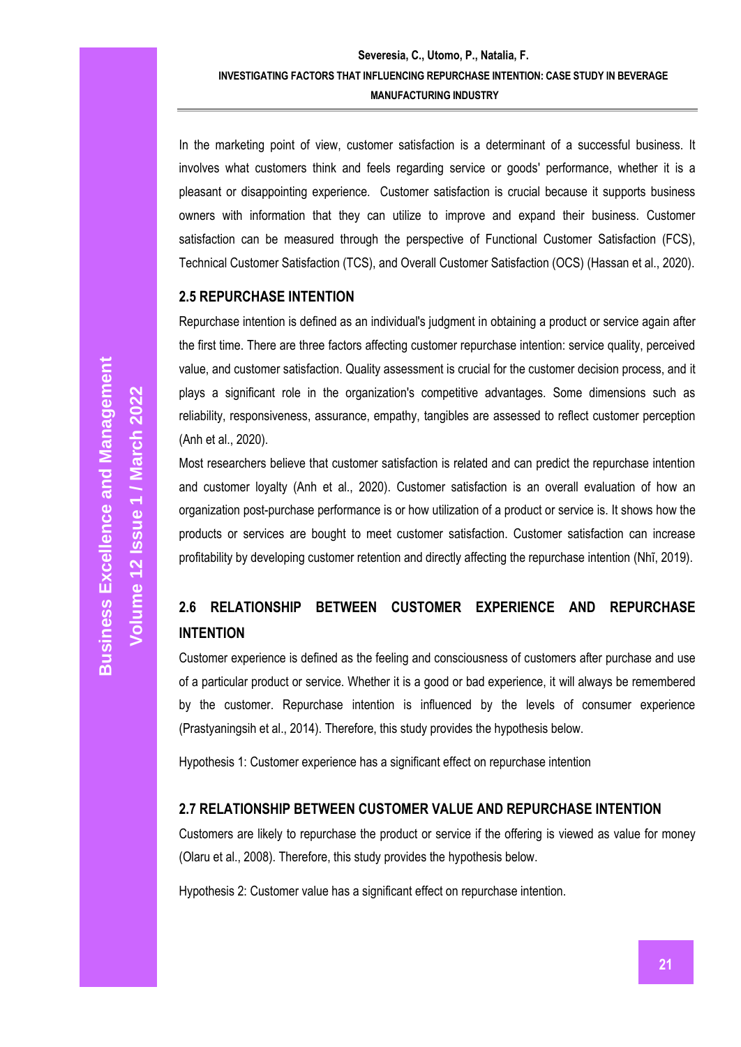In the marketing point of view, customer satisfaction is a determinant of a successful business. It involves what customers think and feels regarding service or goods' performance, whether it is a pleasant or disappointing experience. Customer satisfaction is crucial because it supports business owners with information that they can utilize to improve and expand their business. Customer satisfaction can be measured through the perspective of Functional Customer Satisfaction (FCS), Technical Customer Satisfaction (TCS), and Overall Customer Satisfaction (OCS) (Hassan et al., 2020).

### 2.5 REPURCHASE INTENTION

Repurchase intention is defined as an individual's judgment in obtaining a product or service again after the first time. There are three factors affecting customer repurchase intention: service quality, perceived value, and customer satisfaction. Quality assessment is crucial for the customer decision process, and it plays a significant role in the organization's competitive advantages. Some dimensions such as reliability, responsiveness, assurance, empathy, tangibles are assessed to reflect customer perception (Anh et al., 2020).

Most researchers believe that customer satisfaction is related and can predict the repurchase intention and customer loyalty (Anh et al., 2020). Customer satisfaction is an overall evaluation of how an organization post-purchase performance is or how utilization of a product or service is. It shows how the products or services are bought to meet customer satisfaction. Customer satisfaction can increase profitability by developing customer retention and directly affecting the repurchase intention (Nhĩ, 2019).

### 2.6 RELATIONSHIP BETWEEN CUSTOMER EXPERIENCE AND REPURCHASE INTENTION

Customer experience is defined as the feeling and consciousness of customers after purchase and use of a particular product or service. Whether it is a good or bad experience, it will always be remembered by the customer. Repurchase intention is influenced by the levels of consumer experience (Prastyaningsih et al., 2014). Therefore, this study provides the hypothesis below.

Hypothesis 1: Customer experience has a significant effect on repurchase intention

### 2.7 RELATIONSHIP BETWEEN CUSTOMER VALUE AND REPURCHASE INTENTION

Customers are likely to repurchase the product or service if the offering is viewed as value for money (Olaru et al., 2008). Therefore, this study provides the hypothesis below.

Hypothesis 2: Customer value has a significant effect on repurchase intention.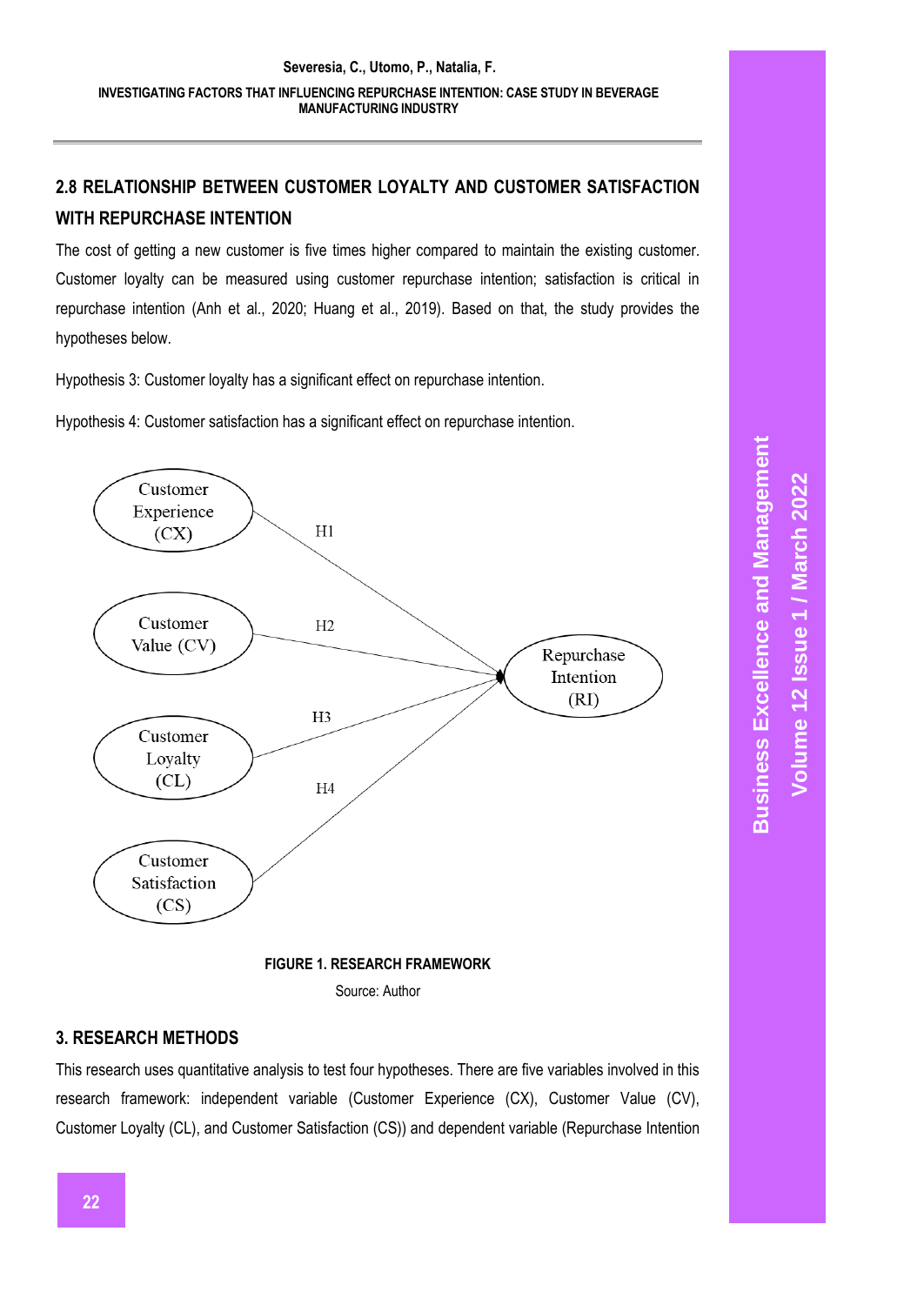## 2.8 RELATIONSHIP BETWEEN CUSTOMER LOYALTY AND CUSTOMER SATISFACTION WITH REPURCHASE INTENTION

The cost of getting a new customer is five times higher compared to maintain the existing customer. Customer loyalty can be measured using customer repurchase intention; satisfaction is critical in repurchase intention (Anh et al., 2020; Huang et al., 2019). Based on that, the study provides the hypotheses below.

Hypothesis 3: Customer loyalty has a significant effect on repurchase intention.

Hypothesis 4: Customer satisfaction has a significant effect on repurchase intention.

**FIGURE 1. RESEARCH FRAMEWORK**

Source: Author

## 3. RESEARCH METHODS

This research uses quantitative analysis to test four hypotheses. There are five variables involved in this research framework: independent variable (Customer Experience (CX), Customer Value (CV), Customer Loyalty (CL), and Customer Satisfaction (CS)) and dependent variable (Repurchase Intention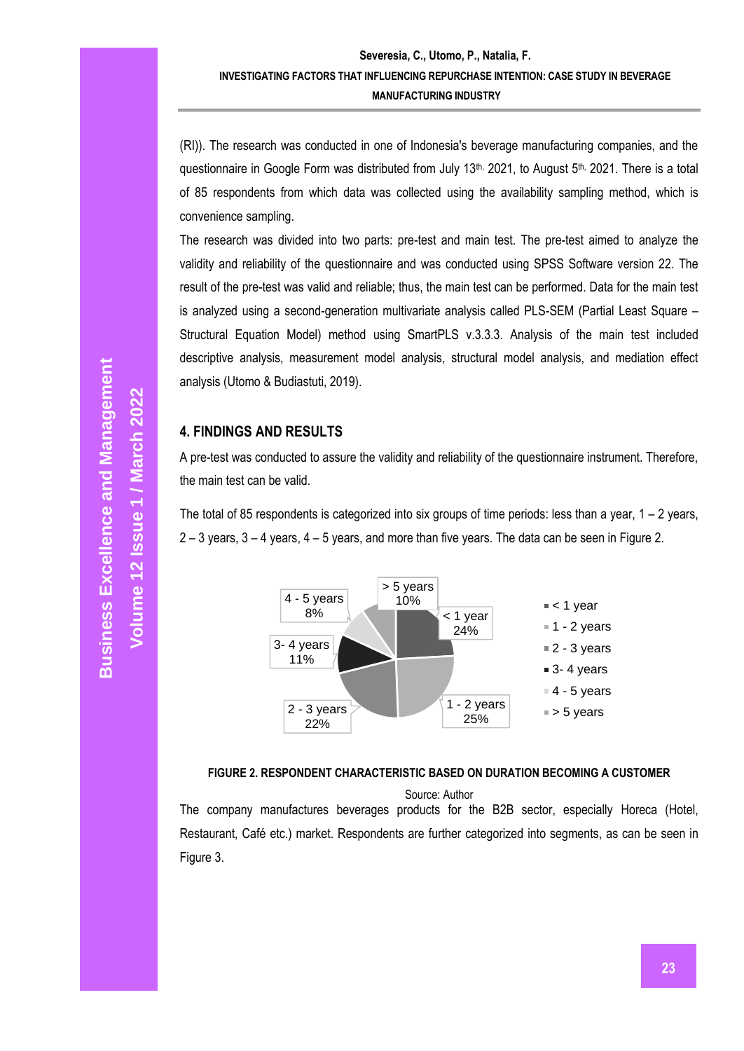(RI)). The research was conducted in one of Indonesia's beverage manufacturing companies, and the questionnaire in Google Form was distributed from July 13th, 2021, to August 5th, 2021. There is a total of 85 respondents from which data was collected using the availability sampling method, which is convenience sampling.

The research was divided into two parts: pre-test and main test. The pre-test aimed to analyze the validity and reliability of the questionnaire and was conducted using SPSS Software version 22. The result of the pre-test was valid and reliable; thus, the main test can be performed. Data for the main test is analyzed using a second-generation multivariate analysis called PLS-SEM (Partial Least Square – Structural Equation Model) method using SmartPLS v.3.3.3. Analysis of the main test included descriptive analysis, measurement model analysis, structural model analysis, and mediation effect analysis (Utomo & Budiastuti, 2019).

## 4. FINDINGS AND RESULTS

A pre-test was conducted to assure the validity and reliability of the questionnaire instrument. Therefore, the main test can be valid.

The total of 85 respondents is categorized into six groups of time periods: less than a year, 1 – 2 years, 2 – 3 years, 3 – 4 years, 4 – 5 years, and more than five years. The data can be seen in Figure 2.

| Duration | Percentage |
|---|---|
| < 1 year | 24% |
| 1 - 2 years | 25% |
| 2 - 3 years | 22% |
| 3- 4 years | 11% |
| 4 - 5 years | 8% |
| > 5 years | 10% |

**FIGURE 2. RESPONDENT CHARACTERISTIC BASED ON DURATION BECOMING A CUSTOMER**

Source: Author

The company manufactures beverages products for the B2B sector, especially Horeca (Hotel, Restaurant, Café etc.) market. Respondents are further categorized into segments, as can be seen in Figure 3.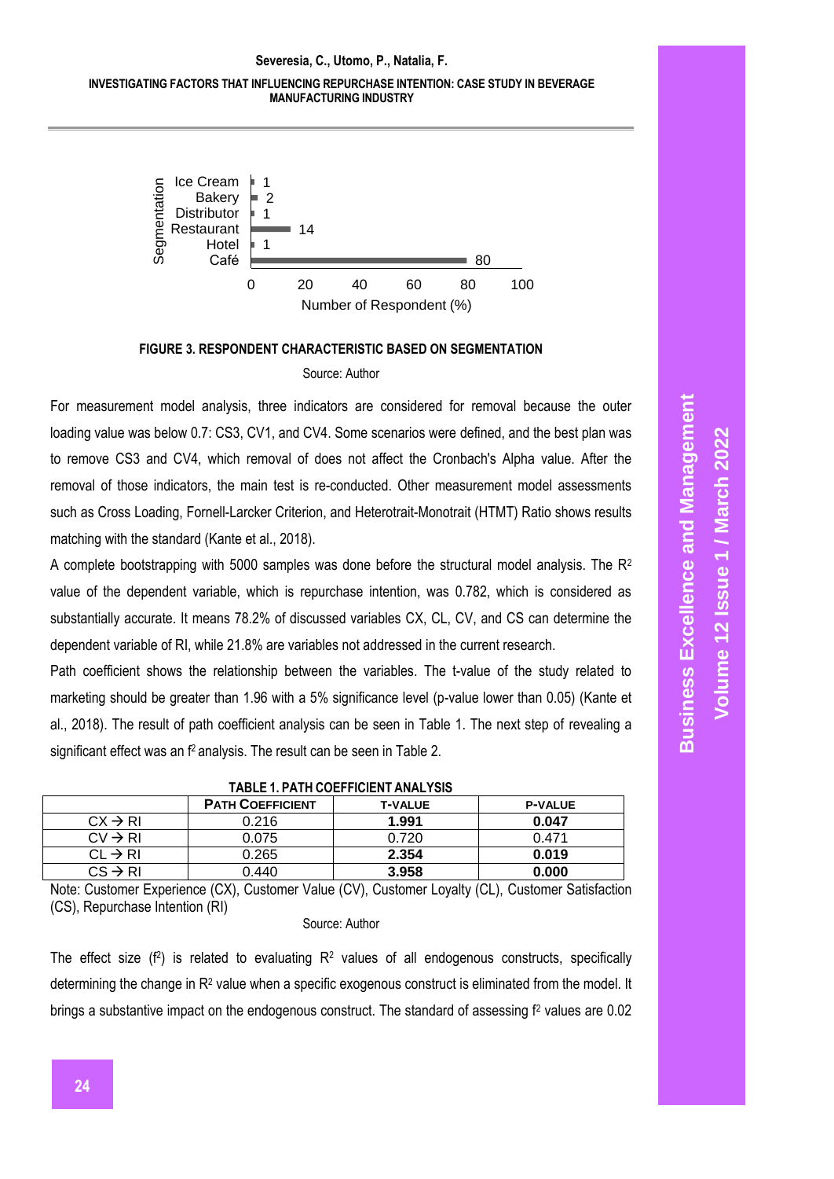| Segmentation | Number of Respondent (%) |
|---|---|
| Ice Cream | 1 |
| Bakery | 2 |
| Distributor | 1 |
| Restaurant | 14 |
| Hotel | 1 |
| Café | 80 |

**FIGURE 3. RESPONDENT CHARACTERISTIC BASED ON SEGMENTATION**

Source: Author

For measurement model analysis, three indicators are considered for removal because the outer loading value was below 0.7: CS3, CV1, and CV4. Some scenarios were defined, and the best plan was to remove CS3 and CV4, which removal of does not affect the Cronbach's Alpha value. After the removal of those indicators, the main test is re-conducted. Other measurement model assessments such as Cross Loading, Fornell-Larcker Criterion, and Heterotrait-Monotrait (HTMT) Ratio shows results matching with the standard (Kante et al., 2018).

A complete bootstrapping with 5000 samples was done before the structural model analysis. The $R^2$ value of the dependent variable, which is repurchase intention, was 0.782, which is considered as substantially accurate. It means 78.2% of discussed variables CX, CL, CV, and CS can determine the dependent variable of RI, while 21.8% are variables not addressed in the current research.

Path coefficient shows the relationship between the variables. The t-value of the study related to marketing should be greater than 1.96 with a 5% significance level (p-value lower than 0.05) (Kante et al., 2018). The result of path coefficient analysis can be seen in Table 1. The next step of revealing a significant effect was an $f^2$ analysis. The result can be seen in Table 2.

**TABLE 1. PATH COEFFICIENT ANALYSIS**

| | PATH COEFFICIENT | T-VALUE | P-VALUE |
|---|---|---|---|
| CX → RI | 0.216 | **1.991** | **0.047** |
| CV → RI | 0.075 | 0.720 | 0.471 |
| CL → RI | 0.265 | **2.354** | **0.019** |
| CS → RI | 0.440 | **3.958** | **0.000** |

Note: Customer Experience (CX), Customer Value (CV), Customer Loyalty (CL), Customer Satisfaction (CS), Repurchase Intention (RI)

Source: Author

The effect size ($f^2$) is related to evaluating $R^2$ values of all endogenous constructs, specifically determining the change in $R^2$ value when a specific exogenous construct is eliminated from the model. It brings a substantive impact on the endogenous construct. The standard of assessing $f^2$ values are 0.02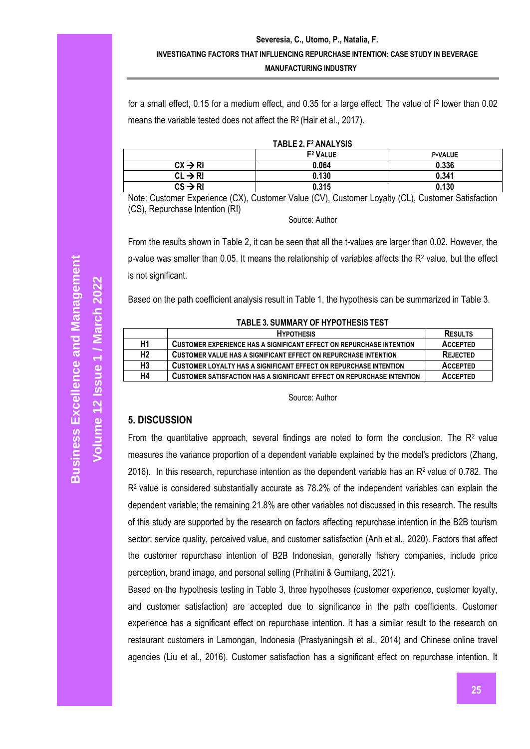for a small effect, 0.15 for a medium effect, and 0.35 for a large effect. The value of $f^2$ lower than 0.02 means the variable tested does not affect the $R^2$ (Hair et al., 2017).

**TABLE 2. $F^2$ ANALYSIS**

| | $F^2$ VALUE | P-VALUE |
|---|---|---|
| CX → RI | 0.064 | 0.336 |
| CL → RI | 0.130 | 0.341 |
| CS → RI | 0.315 | 0.130 |

Note: Customer Experience (CX), Customer Value (CV), Customer Loyalty (CL), Customer Satisfaction (CS), Repurchase Intention (RI)

Source: Author

From the results shown in Table 2, it can be seen that all the t-values are larger than 0.02. However, the p-value was smaller than 0.05. It means the relationship of variables affects the $R^2$ value, but the effect is not significant.

Based on the path coefficient analysis result in Table 1, the hypothesis can be summarized in Table 3.

**TABLE 3. SUMMARY OF HYPOTHESIS TEST**

| | HYPOTHESIS | RESULTS |
|---|---|---|
| H1 | CUSTOMER EXPERIENCE HAS A SIGNIFICANT EFFECT ON REPURCHASE INTENTION | ACCEPTED |
| H2 | CUSTOMER VALUE HAS A SIGNIFICANT EFFECT ON REPURCHASE INTENTION | REJECTED |
| H3 | CUSTOMER LOYALTY HAS A SIGNIFICANT EFFECT ON REPURCHASE INTENTION | ACCEPTED |
| H4 | CUSTOMER SATISFACTION HAS A SIGNIFICANT EFFECT ON REPURCHASE INTENTION | ACCEPTED |

Source: Author

## 5. DISCUSSION

From the quantitative approach, several findings are noted to form the conclusion. The $R^2$ value measures the variance proportion of a dependent variable explained by the model's predictors (Zhang, 2016). In this research, repurchase intention as the dependent variable has an $R^2$ value of 0.782. The $R^2$ value is considered substantially accurate as 78.2% of the independent variables can explain the dependent variable; the remaining 21.8% are other variables not discussed in this research. The results of this study are supported by the research on factors affecting repurchase intention in the B2B tourism sector: service quality, perceived value, and customer satisfaction (Anh et al., 2020). Factors that affect the customer repurchase intention of B2B Indonesian, generally fishery companies, include price perception, brand image, and personal selling (Prihatini & Gumilang, 2021).

Based on the hypothesis testing in Table 3, three hypotheses (customer experience, customer loyalty, and customer satisfaction) are accepted due to significance in the path coefficients. Customer experience has a significant effect on repurchase intention. It has a similar result to the research on restaurant customers in Lamongan, Indonesia (Prastyaningsih et al., 2014) and Chinese online travel agencies (Liu et al., 2016). Customer satisfaction has a significant effect on repurchase intention. It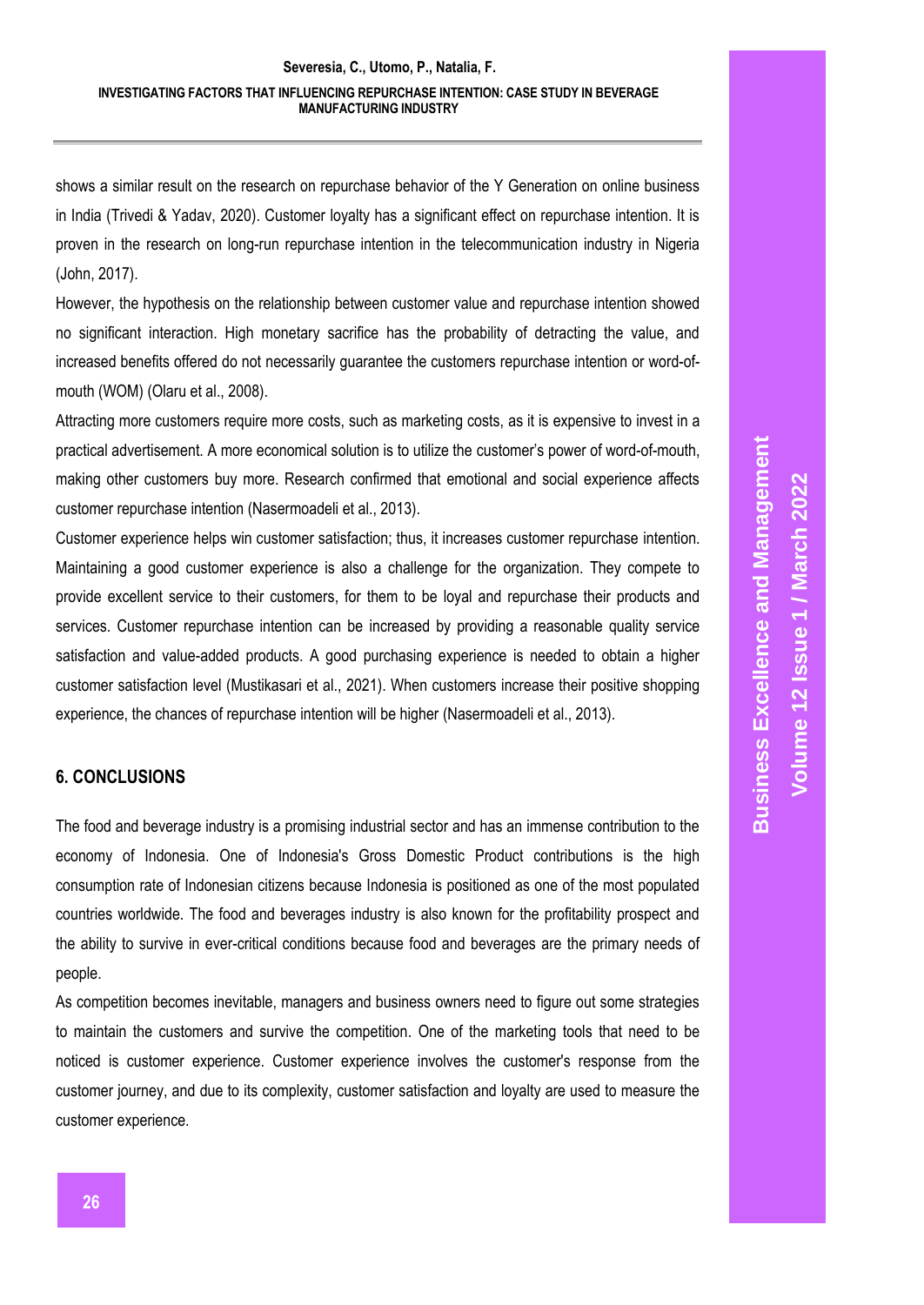shows a similar result on the research on repurchase behavior of the Y Generation on online business in India (Trivedi & Yadav, 2020). Customer loyalty has a significant effect on repurchase intention. It is proven in the research on long-run repurchase intention in the telecommunication industry in Nigeria (John, 2017).

However, the hypothesis on the relationship between customer value and repurchase intention showed no significant interaction. High monetary sacrifice has the probability of detracting the value, and increased benefits offered do not necessarily guarantee the customers repurchase intention or word-of-mouth (WOM) (Olaru et al., 2008).

Attracting more customers require more costs, such as marketing costs, as it is expensive to invest in a practical advertisement. A more economical solution is to utilize the customer's power of word-of-mouth, making other customers buy more. Research confirmed that emotional and social experience affects customer repurchase intention (Nasermoadeli et al., 2013).

Customer experience helps win customer satisfaction; thus, it increases customer repurchase intention. Maintaining a good customer experience is also a challenge for the organization. They compete to provide excellent service to their customers, for them to be loyal and repurchase their products and services. Customer repurchase intention can be increased by providing a reasonable quality service satisfaction and value-added products. A good purchasing experience is needed to obtain a higher customer satisfaction level (Mustikasari et al., 2021). When customers increase their positive shopping experience, the chances of repurchase intention will be higher (Nasermoadeli et al., 2013).

## 6. CONCLUSIONS

The food and beverage industry is a promising industrial sector and has an immense contribution to the economy of Indonesia. One of Indonesia's Gross Domestic Product contributions is the high consumption rate of Indonesian citizens because Indonesia is positioned as one of the most populated countries worldwide. The food and beverages industry is also known for the profitability prospect and the ability to survive in ever-critical conditions because food and beverages are the primary needs of people.

As competition becomes inevitable, managers and business owners need to figure out some strategies to maintain the customers and survive the competition. One of the marketing tools that need to be noticed is customer experience. Customer experience involves the customer's response from the customer journey, and due to its complexity, customer satisfaction and loyalty are used to measure the customer experience.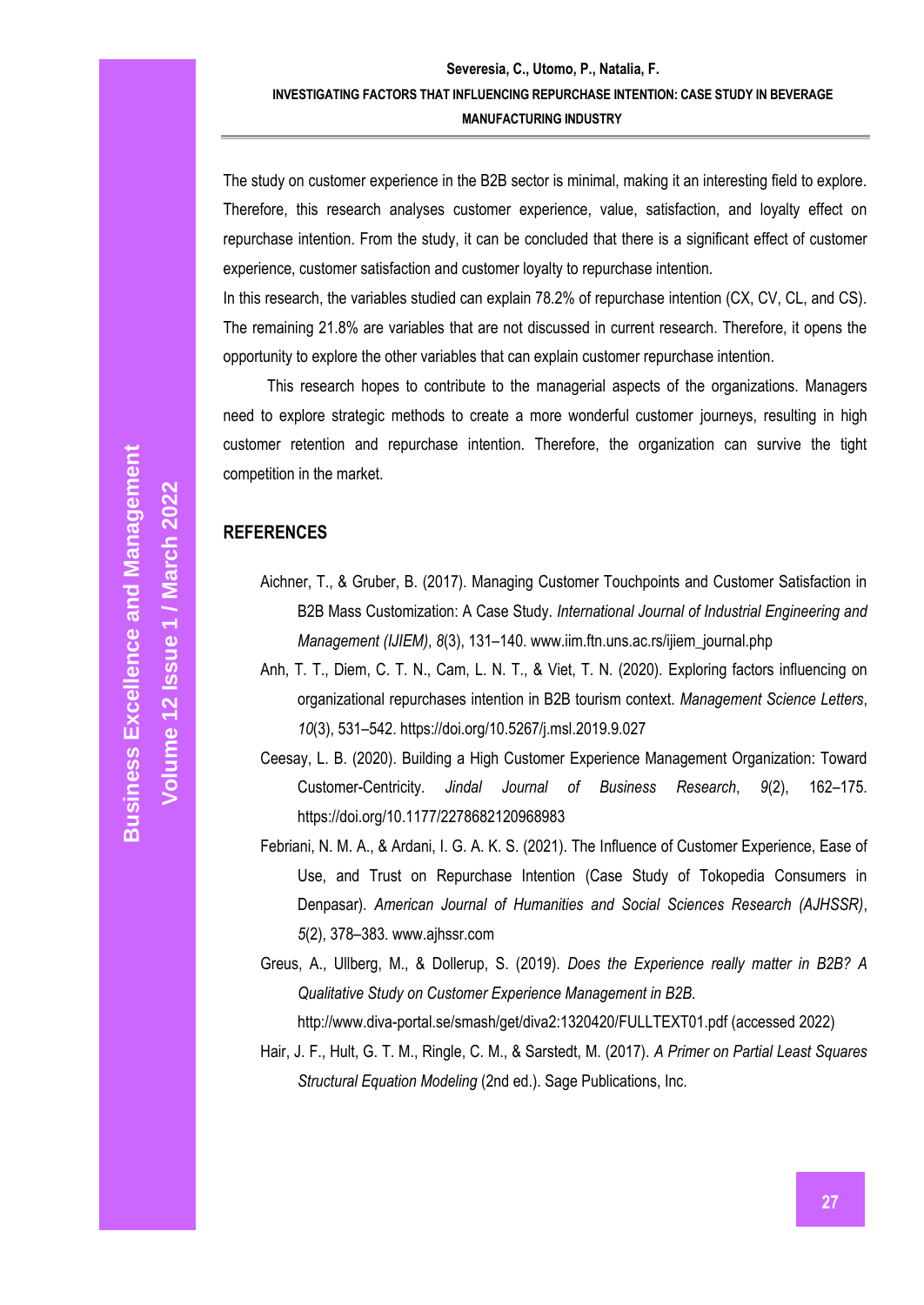The study on customer experience in the B2B sector is minimal, making it an interesting field to explore. Therefore, this research analyses customer experience, value, satisfaction, and loyalty effect on repurchase intention. From the study, it can be concluded that there is a significant effect of customer experience, customer satisfaction and customer loyalty to repurchase intention.

In this research, the variables studied can explain 78.2% of repurchase intention (CX, CV, CL, and CS). The remaining 21.8% are variables that are not discussed in current research. Therefore, it opens the opportunity to explore the other variables that can explain customer repurchase intention.

This research hopes to contribute to the managerial aspects of the organizations. Managers need to explore strategic methods to create a more wonderful customer journeys, resulting in high customer retention and repurchase intention. Therefore, the organization can survive the tight competition in the market.

## REFERENCES

Aichner, T., & Gruber, B. (2017). Managing Customer Touchpoints and Customer Satisfaction in B2B Mass Customization: A Case Study. *International Journal of Industrial Engineering and Management (IJIEM)*, *8*(3), 131–140. www.iim.ftn.uns.ac.rs/ijiem_journal.php

Anh, T. T., Diem, C. T. N., Cam, L. N. T., & Viet, T. N. (2020). Exploring factors influencing on organizational repurchases intention in B2B tourism context. *Management Science Letters*, *10*(3), 531–542. https://doi.org/10.5267/j.msl.2019.9.027

Ceesay, L. B. (2020). Building a High Customer Experience Management Organization: Toward Customer-Centricity. *Jindal Journal of Business Research*, *9*(2), 162–175. https://doi.org/10.1177/2278682120968983

Febriani, N. M. A., & Ardani, I. G. A. K. S. (2021). The Influence of Customer Experience, Ease of Use, and Trust on Repurchase Intention (Case Study of Tokopedia Consumers in Denpasar). *American Journal of Humanities and Social Sciences Research (AJHSSR)*, *5*(2), 378–383. www.ajhssr.com

Greus, A., Ullberg, M., & Dollerup, S. (2019). *Does the Experience really matter in B2B? A Qualitative Study on Customer Experience Management in B2B.* http://www.diva-portal.se/smash/get/diva2:1320420/FULLTEXT01.pdf (accessed 2022)

Hair, J. F., Hult, G. T. M., Ringle, C. M., & Sarstedt, M. (2017). *A Primer on Partial Least Squares Structural Equation Modeling* (2nd ed.). Sage Publications, Inc.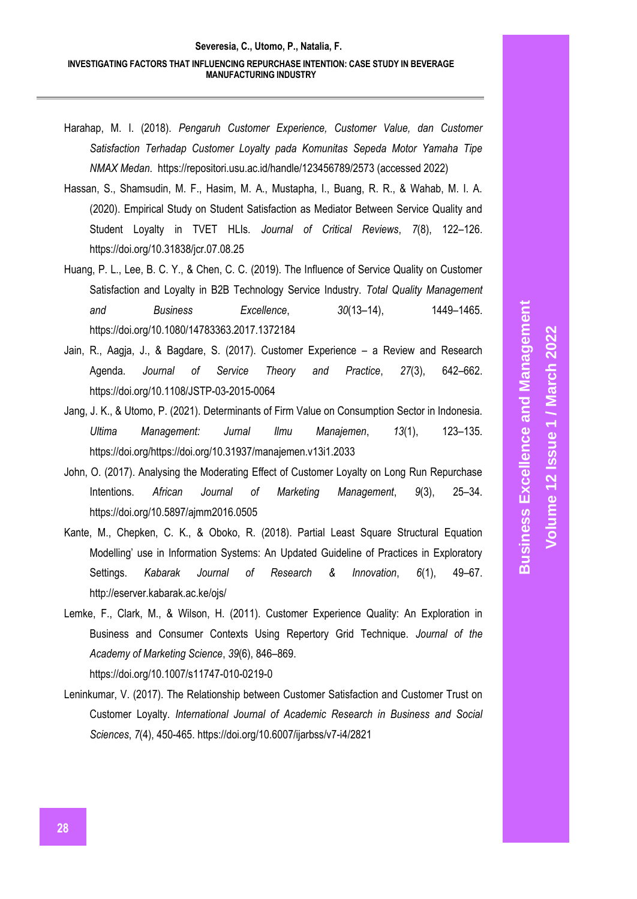Harahap, M. I. (2018). *Pengaruh Customer Experience, Customer Value, dan Customer Satisfaction Terhadap Customer Loyalty pada Komunitas Sepeda Motor Yamaha Tipe NMAX Medan*. https://repositori.usu.ac.id/handle/123456789/2573 (accessed 2022)

Hassan, S., Shamsudin, M. F., Hasim, M. A., Mustapha, I., Buang, R. R., & Wahab, M. I. A. (2020). Empirical Study on Student Satisfaction as Mediator Between Service Quality and Student Loyalty in TVET HLIs. *Journal of Critical Reviews*, *7*(8), 122–126. https://doi.org/10.31838/jcr.07.08.25

Huang, P. L., Lee, B. C. Y., & Chen, C. C. (2019). The Influence of Service Quality on Customer Satisfaction and Loyalty in B2B Technology Service Industry. *Total Quality Management and Business Excellence*, *30*(13–14), 1449–1465. https://doi.org/10.1080/14783363.2017.1372184

Jain, R., Aagja, J., & Bagdare, S. (2017). Customer Experience – a Review and Research Agenda. *Journal of Service Theory and Practice*, *27*(3), 642–662. https://doi.org/10.1108/JSTP-03-2015-0064

Jang, J. K., & Utomo, P. (2021). Determinants of Firm Value on Consumption Sector in Indonesia. *Ultima Management: Jurnal Ilmu Manajemen*, *13*(1), 123–135. https://doi.org/https://doi.org/10.31937/manajemen.v13i1.2033

John, O. (2017). Analysing the Moderating Effect of Customer Loyalty on Long Run Repurchase Intentions. *African Journal of Marketing Management*, *9*(3), 25–34. https://doi.org/10.5897/ajmm2016.0505

Kante, M., Chepken, C. K., & Oboko, R. (2018). Partial Least Square Structural Equation Modelling' use in Information Systems: An Updated Guideline of Practices in Exploratory Settings. *Kabarak Journal of Research & Innovation*, *6*(1), 49–67. http://eserver.kabarak.ac.ke/ojs/

Lemke, F., Clark, M., & Wilson, H. (2011). Customer Experience Quality: An Exploration in Business and Consumer Contexts Using Repertory Grid Technique. *Journal of the Academy of Marketing Science*, *39*(6), 846–869. https://doi.org/10.1007/s11747-010-0219-0

Leninkumar, V. (2017). The Relationship between Customer Satisfaction and Customer Trust on Customer Loyalty. *International Journal of Academic Research in Business and Social Sciences*, *7*(4), 450-465. https://doi.org/10.6007/ijarbss/v7-i4/2821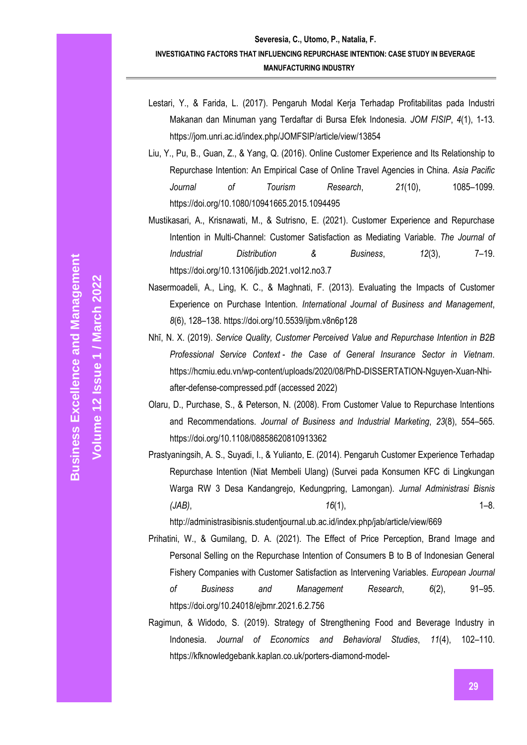Lestari, Y., & Farida, L. (2017). Pengaruh Modal Kerja Terhadap Profitabilitas pada Industri Makanan dan Minuman yang Terdaftar di Bursa Efek Indonesia. *JOM FISIP*, *4*(1), 1-13. https://jom.unri.ac.id/index.php/JOMFSIP/article/view/13854

Liu, Y., Pu, B., Guan, Z., & Yang, Q. (2016). Online Customer Experience and Its Relationship to Repurchase Intention: An Empirical Case of Online Travel Agencies in China. *Asia Pacific Journal of Tourism Research*, *21*(10), 1085–1099. https://doi.org/10.1080/10941665.2015.1094495

Mustikasari, A., Krisnawati, M., & Sutrisno, E. (2021). Customer Experience and Repurchase Intention in Multi-Channel: Customer Satisfaction as Mediating Variable. *The Journal of Industrial Distribution & Business*, *12*(3), 7–19. https://doi.org/10.13106/jidb.2021.vol12.no3.7

Nasermoadeli, A., Ling, K. C., & Maghnati, F. (2013). Evaluating the Impacts of Customer Experience on Purchase Intention. *International Journal of Business and Management*, *8*(6), 128–138. https://doi.org/10.5539/ijbm.v8n6p128

Nhĩ, N. X. (2019). *Service Quality, Customer Perceived Value and Repurchase Intention in B2B Professional Service Context - the Case of General Insurance Sector in Vietnam*. https://hcmiu.edu.vn/wp-content/uploads/2020/08/PhD-DISSERTATION-Nguyen-Xuan-Nhi-after-defense-compressed.pdf (accessed 2022)

Olaru, D., Purchase, S., & Peterson, N. (2008). From Customer Value to Repurchase Intentions and Recommendations. *Journal of Business and Industrial Marketing*, *23*(8), 554–565. https://doi.org/10.1108/08858620810913362

Prastyaningsih, A. S., Suyadi, I., & Yulianto, E. (2014). Pengaruh Customer Experience Terhadap Repurchase Intention (Niat Membeli Ulang) (Survei pada Konsumen KFC di Lingkungan Warga RW 3 Desa Kandangrejo, Kedungpring, Lamongan). *Jurnal Administrasi Bisnis (JAB)*, *16*(1), 1–8. http://administrasibisnis.studentjournal.ub.ac.id/index.php/jab/article/view/669

Prihatini, W., & Gumilang, D. A. (2021). The Effect of Price Perception, Brand Image and Personal Selling on the Repurchase Intention of Consumers B to B of Indonesian General Fishery Companies with Customer Satisfaction as Intervening Variables. *European Journal of Business and Management Research*, *6*(2), 91–95. https://doi.org/10.24018/ejbmr.2021.6.2.756

Ragimun, & Widodo, S. (2019). Strategy of Strengthening Food and Beverage Industry in Indonesia. *Journal of Economics and Behavioral Studies*, *11*(4), 102–110. https://kfknowledgebank.kaplan.co.uk/porters-diamond-model-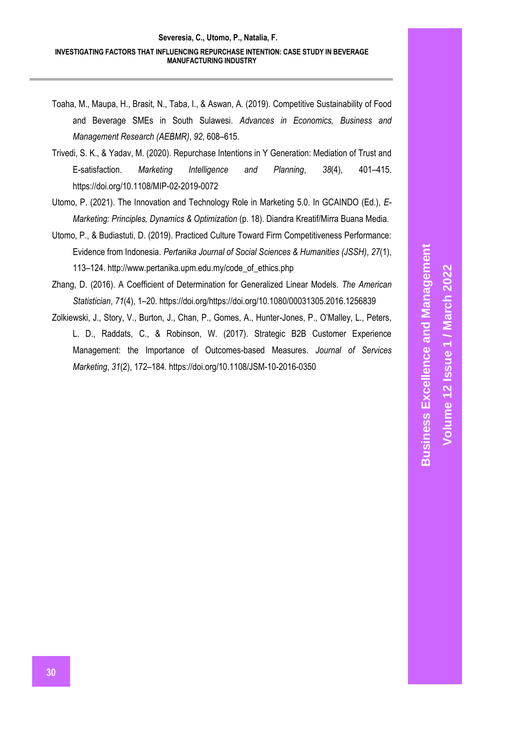Toaha, M., Maupa, H., Brasit, N., Taba, I., & Aswan, A. (2019). Competitive Sustainability of Food and Beverage SMEs in South Sulawesi. *Advances in Economics, Business and Management Research (AEBMR)*, *92*, 608–615.

Trivedi, S. K., & Yadav, M. (2020). Repurchase Intentions in Y Generation: Mediation of Trust and E-satisfaction. *Marketing Intelligence and Planning*, *38*(4), 401–415. https://doi.org/10.1108/MIP-02-2019-0072

Utomo, P. (2021). The Innovation and Technology Role in Marketing 5.0. In GCAINDO (Ed.), *E-Marketing: Principles, Dynamics & Optimization* (p. 18). Diandra Kreatif/Mirra Buana Media.

Utomo, P., & Budiastuti, D. (2019). Practiced Culture Toward Firm Competitiveness Performance: Evidence from Indonesia. *Pertanika Journal of Social Sciences & Humanities (JSSH)*, *27*(1), 113–124. http://www.pertanika.upm.edu.my/code_of_ethics.php

Zhang, D. (2016). A Coefficient of Determination for Generalized Linear Models. *The American Statistician*, *71*(4), 1–20. https://doi.org/https://doi.org/10.1080/00031305.2016.1256839

Zolkiewski, J., Story, V., Burton, J., Chan, P., Gomes, A., Hunter-Jones, P., O'Malley, L., Peters, L. D., Raddats, C., & Robinson, W. (2017). Strategic B2B Customer Experience Management: the Importance of Outcomes-based Measures. *Journal of Services Marketing*, *31*(2), 172–184. https://doi.org/10.1108/JSM-10-2016-0350